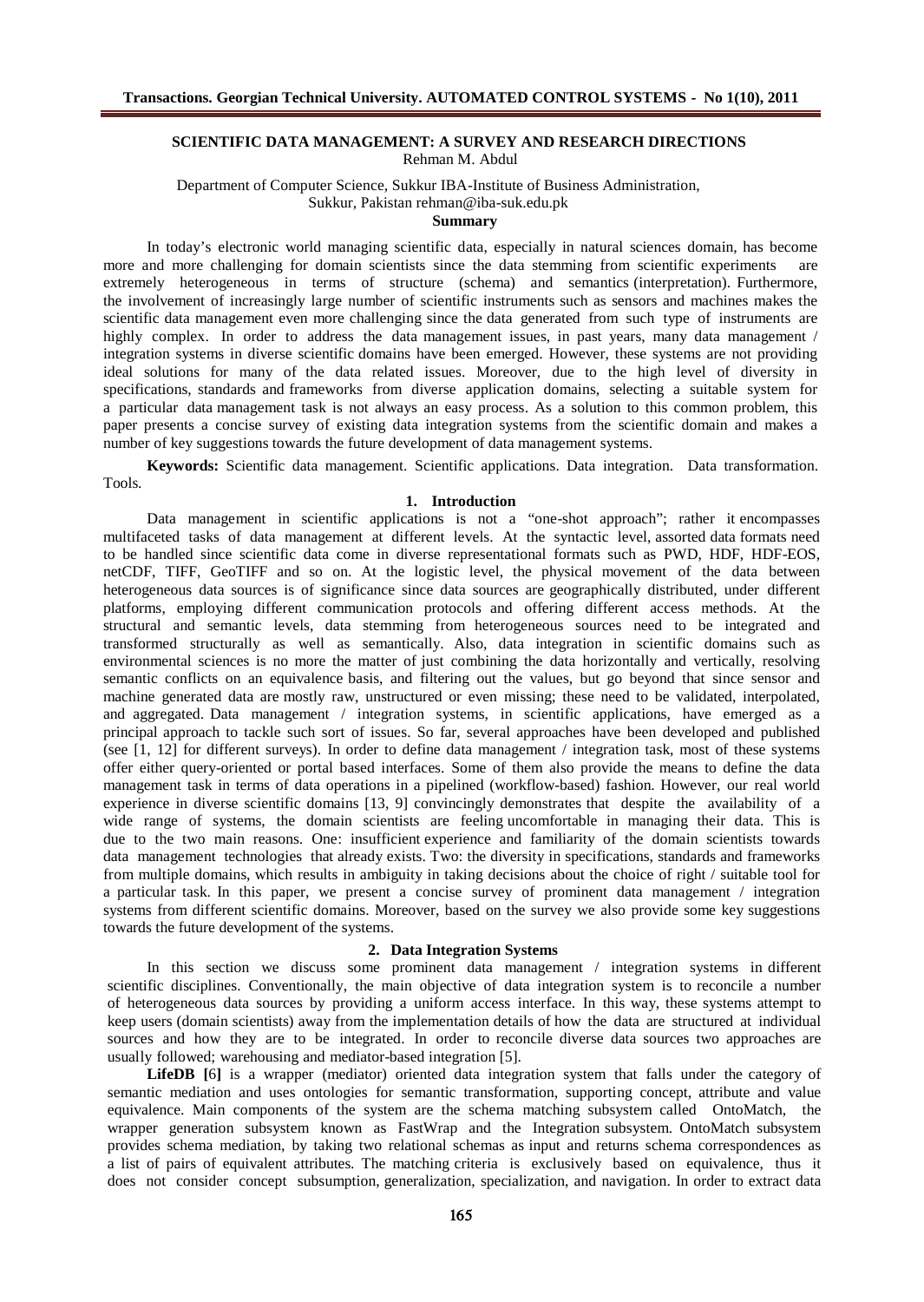# SCIENTIFIC DATA MANAGEMENT: A SURVEY AND RESEARCH DIRECTIONS

Rehman M. Abdul

Department of Computer Science, Sukkur IBA-Institute of Business Administration,
Sukkur, Pakistan rehman@iba-suk.edu.pk

**Summary**

In today's electronic world managing scientific data, especially in natural sciences domain, has become more and more challenging for domain scientists since the data stemming from scientific experiments are extremely heterogeneous in terms of structure (schema) and semantics (interpretation). Furthermore, the involvement of increasingly large number of scientific instruments such as sensors and machines makes the scientific data management even more challenging since the data generated from such type of instruments are highly complex. In order to address the data management issues, in past years, many data management / integration systems in diverse scientific domains have been emerged. However, these systems are not providing ideal solutions for many of the data related issues. Moreover, due to the high level of diversity in specifications, standards and frameworks from diverse application domains, selecting a suitable system for a particular data management task is not always an easy process. As a solution to this common problem, this paper presents a concise survey of existing data integration systems from the scientific domain and makes a number of key suggestions towards the future development of data management systems.

**Keywords:** Scientific data management. Scientific applications. Data integration. Data transformation. Tools.

## 1. Introduction

Data management in scientific applications is not a "one-shot approach"; rather it encompasses multifaceted tasks of data management at different levels. At the syntactic level, assorted data formats need to be handled since scientific data come in diverse representational formats such as PWD, HDF, HDF-EOS, netCDF, TIFF, GeoTIFF and so on. At the logistic level, the physical movement of the data between heterogeneous data sources is of significance since data sources are geographically distributed, under different platforms, employing different communication protocols and offering different access methods. At the structural and semantic levels, data stemming from heterogeneous sources need to be integrated and transformed structurally as well as semantically. Also, data integration in scientific domains such as environmental sciences is no more the matter of just combining the data horizontally and vertically, resolving semantic conflicts on an equivalence basis, and filtering out the values, but go beyond that since sensor and machine generated data are mostly raw, unstructured or even missing; these need to be validated, interpolated, and aggregated. Data management / integration systems, in scientific applications, have emerged as a principal approach to tackle such sort of issues. So far, several approaches have been developed and published (see [1, 12] for different surveys). In order to define data management / integration task, most of these systems offer either query-oriented or portal based interfaces. Some of them also provide the means to define the data management task in terms of data operations in a pipelined (workflow-based) fashion. However, our real world experience in diverse scientific domains [13, 9] convincingly demonstrates that despite the availability of a wide range of systems, the domain scientists are feeling uncomfortable in managing their data. This is due to the two main reasons. One: insufficient experience and familiarity of the domain scientists towards data management technologies that already exists. Two: the diversity in specifications, standards and frameworks from multiple domains, which results in ambiguity in taking decisions about the choice of right / suitable tool for a particular task. In this paper, we present a concise survey of prominent data management / integration systems from different scientific domains. Moreover, based on the survey we also provide some key suggestions towards the future development of the systems.

## 2. Data Integration Systems

In this section we discuss some prominent data management / integration systems in different scientific disciplines. Conventionally, the main objective of data integration system is to reconcile a number of heterogeneous data sources by providing a uniform access interface. In this way, these systems attempt to keep users (domain scientists) away from the implementation details of how the data are structured at individual sources and how they are to be integrated. In order to reconcile diverse data sources two approaches are usually followed; warehousing and mediator-based integration [5].

**LifeDB [**6**]** is a wrapper (mediator) oriented data integration system that falls under the category of semantic mediation and uses ontologies for semantic transformation, supporting concept, attribute and value equivalence. Main components of the system are the schema matching subsystem called OntoMatch, the wrapper generation subsystem known as FastWrap and the Integration subsystem. OntoMatch subsystem provides schema mediation, by taking two relational schemas as input and returns schema correspondences as a list of pairs of equivalent attributes. The matching criteria is exclusively based on equivalence, thus it does not consider concept subsumption, generalization, specialization, and navigation. In order to extract data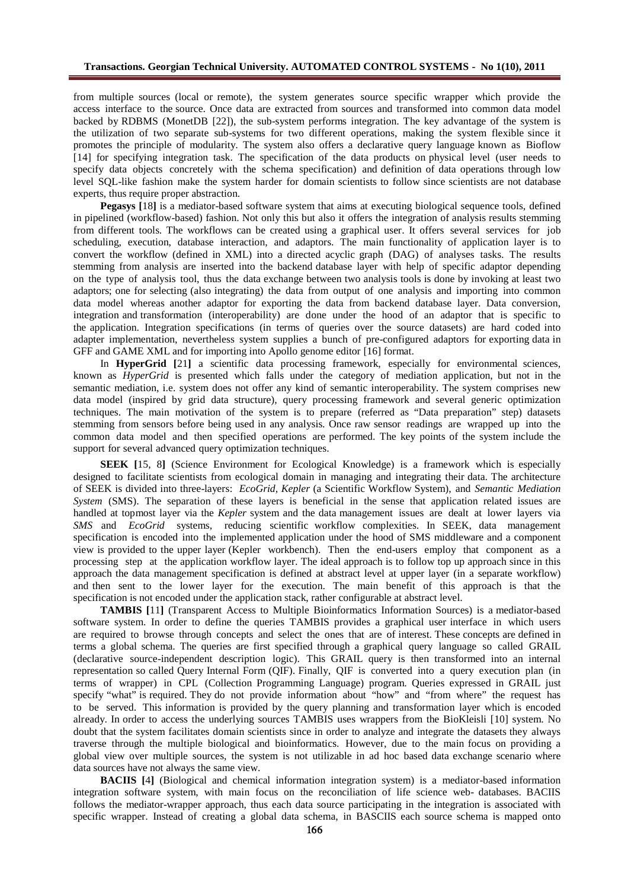from multiple sources (local or remote), the system generates source specific wrapper which provide the access interface to the source. Once data are extracted from sources and transformed into common data model backed by RDBMS (MonetDB [22]), the sub-system performs integration. The key advantage of the system is the utilization of two separate sub-systems for two different operations, making the system flexible since it promotes the principle of modularity. The system also offers a declarative query language known as Bioflow [14] for specifying integration task. The specification of the data products on physical level (user needs to specify data objects concretely with the schema specification) and definition of data operations through low level SQL-like fashion make the system harder for domain scientists to follow since scientists are not database experts, thus require proper abstraction.

**Pegasys [**18**]** is a mediator-based software system that aims at executing biological sequence tools, defined in pipelined (workflow-based) fashion. Not only this but also it offers the integration of analysis results stemming from different tools. The workflows can be created using a graphical user. It offers several services for job scheduling, execution, database interaction, and adaptors. The main functionality of application layer is to convert the workflow (defined in XML) into a directed acyclic graph (DAG) of analyses tasks. The results stemming from analysis are inserted into the backend database layer with help of specific adaptor depending on the type of analysis tool, thus the data exchange between two analysis tools is done by invoking at least two adaptors; one for selecting (also integrating) the data from output of one analysis and importing into common data model whereas another adaptor for exporting the data from backend database layer. Data conversion, integration and transformation (interoperability) are done under the hood of an adaptor that is specific to the application. Integration specifications (in terms of queries over the source datasets) are hard coded into adapter implementation, nevertheless system supplies a bunch of pre-configured adaptors for exporting data in GFF and GAME XML and for importing into Apollo genome editor [16] format.

In **HyperGrid [**21**]** a scientific data processing framework, especially for environmental sciences, known as *HyperGrid* is presented which falls under the category of mediation application, but not in the semantic mediation, i.e. system does not offer any kind of semantic interoperability. The system comprises new data model (inspired by grid data structure), query processing framework and several generic optimization techniques. The main motivation of the system is to prepare (referred as "Data preparation" step) datasets stemming from sensors before being used in any analysis. Once raw sensor readings are wrapped up into the common data model and then specified operations are performed. The key points of the system include the support for several advanced query optimization techniques.

**SEEK [**15, 8**]** (Science Environment for Ecological Knowledge) is a framework which is especially designed to facilitate scientists from ecological domain in managing and integrating their data. The architecture of SEEK is divided into three-layers: *EcoGrid, Kepler* (a Scientific Workflow System), and *Semantic Mediation System* (SMS). The separation of these layers is beneficial in the sense that application related issues are handled at topmost layer via the *Kepler* system and the data management issues are dealt at lower layers via *SMS* and *EcoGrid* systems, reducing scientific workflow complexities. In SEEK, data management specification is encoded into the implemented application under the hood of SMS middleware and a component view is provided to the upper layer (Kepler workbench). Then the end-users employ that component as a processing step at the application workflow layer. The ideal approach is to follow top up approach since in this approach the data management specification is defined at abstract level at upper layer (in a separate workflow) and then sent to the lower layer for the execution. The main benefit of this approach is that the specification is not encoded under the application stack, rather configurable at abstract level.

**TAMBIS [**11**]** (Transparent Access to Multiple Bioinformatics Information Sources) is a mediator-based software system. In order to define the queries TAMBIS provides a graphical user interface in which users are required to browse through concepts and select the ones that are of interest. These concepts are defined in terms a global schema. The queries are first specified through a graphical query language so called GRAIL (declarative source-independent description logic). This GRAIL query is then transformed into an internal representation so called Query Internal Form (QIF). Finally, QIF is converted into a query execution plan (in terms of wrapper) in CPL (Collection Programming Language) program. Queries expressed in GRAIL just specify "what" is required. They do not provide information about "how" and "from where" the request has to be served. This information is provided by the query planning and transformation layer which is encoded already. In order to access the underlying sources TAMBIS uses wrappers from the BioKleisli [10] system. No doubt that the system facilitates domain scientists since in order to analyze and integrate the datasets they always traverse through the multiple biological and bioinformatics. However, due to the main focus on providing a global view over multiple sources, the system is not utilizable in ad hoc based data exchange scenario where data sources have not always the same view.

**BACIIS [**4**]** (Biological and chemical information integration system) is a mediator-based information integration software system, with main focus on the reconciliation of life science web- databases. BACIIS follows the mediator-wrapper approach, thus each data source participating in the integration is associated with specific wrapper. Instead of creating a global data schema, in BASCIIS each source schema is mapped onto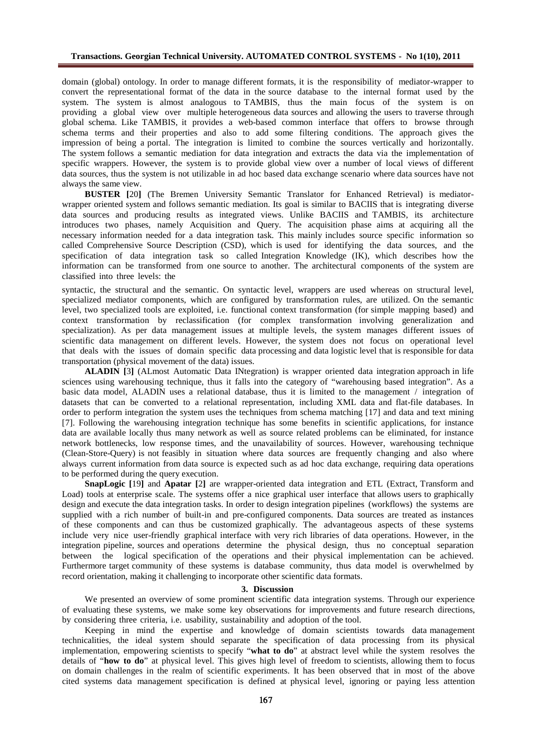domain (global) ontology. In order to manage different formats, it is the responsibility of mediator-wrapper to convert the representational format of the data in the source database to the internal format used by the system. The system is almost analogous to TAMBIS, thus the main focus of the system is on providing a global view over multiple heterogeneous data sources and allowing the users to traverse through global schema. Like TAMBIS, it provides a web-based common interface that offers to browse through schema terms and their properties and also to add some filtering conditions. The approach gives the impression of being a portal. The integration is limited to combine the sources vertically and horizontally. The system follows a semantic mediation for data integration and extracts the data via the implementation of specific wrappers. However, the system is to provide global view over a number of local views of different data sources, thus the system is not utilizable in ad hoc based data exchange scenario where data sources have not always the same view.

**BUSTER [**20**]** (The Bremen University Semantic Translator for Enhanced Retrieval) is mediator-wrapper oriented system and follows semantic mediation. Its goal is similar to BACIIS that is integrating diverse data sources and producing results as integrated views. Unlike BACIIS and TAMBIS, its architecture introduces two phases, namely Acquisition and Query. The acquisition phase aims at acquiring all the necessary information needed for a data integration task. This mainly includes source specific information so called Comprehensive Source Description (CSD), which is used for identifying the data sources, and the specification of data integration task so called Integration Knowledge (IK), which describes how the information can be transformed from one source to another. The architectural components of the system are classified into three levels: the syntactic, the structural and the semantic. On syntactic level, wrappers are used whereas on structural level, specialized mediator components, which are configured by transformation rules, are utilized. On the semantic level, two specialized tools are exploited, i.e. functional context transformation (for simple mapping based) and context transformation by reclassification (for complex transformation involving generalization and specialization). As per data management issues at multiple levels, the system manages different issues of scientific data management on different levels. However, the system does not focus on operational level that deals with the issues of domain specific data processing and data logistic level that is responsible for data transportation (physical movement of the data) issues.

**ALADIN [**3**]** (ALmost Automatic Data INtegration) is wrapper oriented data integration approach in life sciences using warehousing technique, thus it falls into the category of "warehousing based integration". As a basic data model, ALADIN uses a relational database, thus it is limited to the management / integration of datasets that can be converted to a relational representation, including XML data and flat-file databases. In order to perform integration the system uses the techniques from schema matching [17] and data and text mining [7]. Following the warehousing integration technique has some benefits in scientific applications, for instance data are available locally thus many network as well as source related problems can be eliminated, for instance network bottlenecks, low response times, and the unavailability of sources. However, warehousing technique (Clean-Store-Query) is not feasibly in situation where data sources are frequently changing and also where always current information from data source is expected such as ad hoc data exchange, requiring data operations to be performed during the query execution.

**SnapLogic [**19**]** and **Apatar [**2**]** are wrapper-oriented data integration and ETL (Extract, Transform and Load) tools at enterprise scale. The systems offer a nice graphical user interface that allows users to graphically design and execute the data integration tasks. In order to design integration pipelines (workflows) the systems are supplied with a rich number of built-in and pre-configured components. Data sources are treated as instances of these components and can thus be customized graphically. The advantageous aspects of these systems include very nice user-friendly graphical interface with very rich libraries of data operations. However, in the integration pipeline, sources and operations determine the physical design, thus no conceptual separation between the logical specification of the operations and their physical implementation can be achieved. Furthermore target community of these systems is database community, thus data model is overwhelmed by record orientation, making it challenging to incorporate other scientific data formats.

## 3. Discussion

We presented an overview of some prominent scientific data integration systems. Through our experience of evaluating these systems, we make some key observations for improvements and future research directions, by considering three criteria, i.e. usability, sustainability and adoption of the tool.

Keeping in mind the expertise and knowledge of domain scientists towards data management technicalities, the ideal system should separate the specification of data processing from its physical implementation, empowering scientists to specify "**what to do**" at abstract level while the system resolves the details of "**how to do**" at physical level. This gives high level of freedom to scientists, allowing them to focus on domain challenges in the realm of scientific experiments. It has been observed that in most of the above cited systems data management specification is defined at physical level, ignoring or paying less attention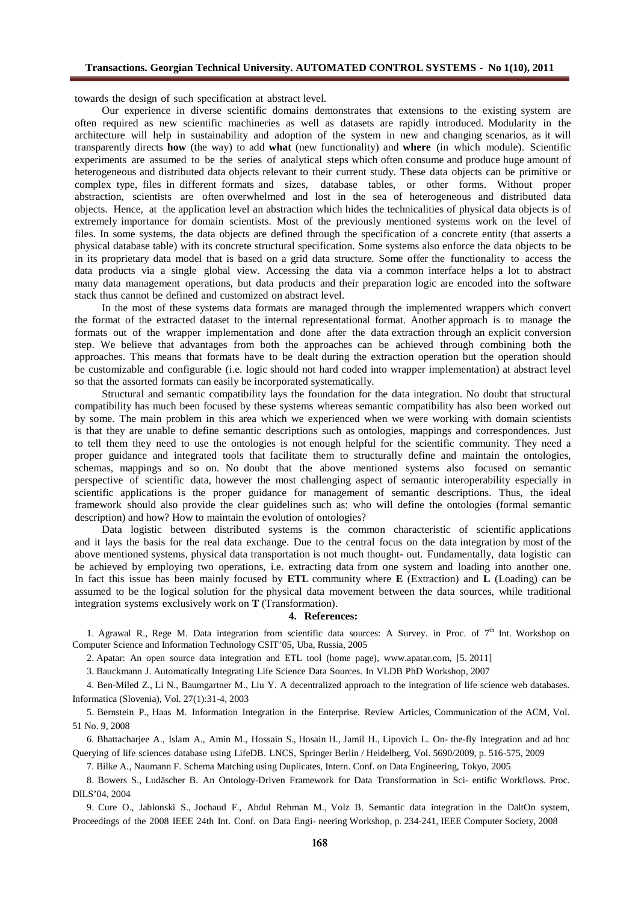towards the design of such specification at abstract level.

Our experience in diverse scientific domains demonstrates that extensions to the existing system are often required as new scientific machineries as well as datasets are rapidly introduced. Modularity in the architecture will help in sustainability and adoption of the system in new and changing scenarios, as it will transparently directs **how** (the way) to add **what** (new functionality) and **where** (in which module). Scientific experiments are assumed to be the series of analytical steps which often consume and produce huge amount of heterogeneous and distributed data objects relevant to their current study. These data objects can be primitive or complex type, files in different formats and sizes, database tables, or other forms. Without proper abstraction, scientists are often overwhelmed and lost in the sea of heterogeneous and distributed data objects. Hence, at the application level an abstraction which hides the technicalities of physical data objects is of extremely importance for domain scientists. Most of the previously mentioned systems work on the level of files. In some systems, the data objects are defined through the specification of a concrete entity (that asserts a physical database table) with its concrete structural specification. Some systems also enforce the data objects to be in its proprietary data model that is based on a grid data structure. Some offer the functionality to access the data products via a single global view. Accessing the data via a common interface helps a lot to abstract many data management operations, but data products and their preparation logic are encoded into the software stack thus cannot be defined and customized on abstract level.

In the most of these systems data formats are managed through the implemented wrappers which convert the format of the extracted dataset to the internal representational format. Another approach is to manage the formats out of the wrapper implementation and done after the data extraction through an explicit conversion step. We believe that advantages from both the approaches can be achieved through combining both the approaches. This means that formats have to be dealt during the extraction operation but the operation should be customizable and configurable (i.e. logic should not hard coded into wrapper implementation) at abstract level so that the assorted formats can easily be incorporated systematically.

Structural and semantic compatibility lays the foundation for the data integration. No doubt that structural compatibility has much been focused by these systems whereas semantic compatibility has also been worked out by some. The main problem in this area which we experienced when we were working with domain scientists is that they are unable to define semantic descriptions such as ontologies, mappings and correspondences. Just to tell them they need to use the ontologies is not enough helpful for the scientific community. They need a proper guidance and integrated tools that facilitate them to structurally define and maintain the ontologies, schemas, mappings and so on. No doubt that the above mentioned systems also focused on semantic perspective of scientific data, however the most challenging aspect of semantic interoperability especially in scientific applications is the proper guidance for management of semantic descriptions. Thus, the ideal framework should also provide the clear guidelines such as: who will define the ontologies (formal semantic description) and how? How to maintain the evolution of ontologies?

Data logistic between distributed systems is the common characteristic of scientific applications and it lays the basis for the real data exchange. Due to the central focus on the data integration by most of the above mentioned systems, physical data transportation is not much thought- out. Fundamentally, data logistic can be achieved by employing two operations, i.e. extracting data from one system and loading into another one. In fact this issue has been mainly focused by **ETL** community where **E** (Extraction) and **L** (Loading) can be assumed to be the logical solution for the physical data movement between the data sources, while traditional integration systems exclusively work on **T** (Transformation).

## 4. References:

1. Agrawal R., Rege M. Data integration from scientific data sources: A Survey. in Proc. of 7th Int. Workshop on Computer Science and Information Technology CSIT'05, Uba, Russia, 2005
2. Apatar: An open source data integration and ETL tool (home page), www.apatar.com, [5. 2011]
3. Bauckmann J. Automatically Integrating Life Science Data Sources. In VLDB PhD Workshop, 2007
4. Ben-Miled Z., Li N., Baumgartner M., Liu Y. A decentralized approach to the integration of life science web databases. Informatica (Slovenia), Vol. 27(1):31-4, 2003
5. Bernstein P., Haas M. Information Integration in the Enterprise. Review Articles, Communication of the ACM, Vol. 51 No. 9, 2008
6. Bhattacharjee A., Islam A., Amin M., Hossain S., Hosain H., Jamil H., Lipovich L. On- the-fly Integration and ad hoc Querying of life sciences database using LifeDB. LNCS, Springer Berlin / Heidelberg, Vol. 5690/2009, p. 516-575, 2009
7. Bilke A., Naumann F. Schema Matching using Duplicates, Intern. Conf. on Data Engineering, Tokyo, 2005
8. Bowers S., Ludäscher B. An Ontology-Driven Framework for Data Transformation in Sci- entific Workflows. Proc. DILS'04, 2004
9. Cure O., Jablonski S., Jochaud F., Abdul Rehman M., Volz B. Semantic data integration in the DaltOn system, Proceedings of the 2008 IEEE 24th Int. Conf. on Data Engi- neering Workshop, p. 234-241, IEEE Computer Society, 2008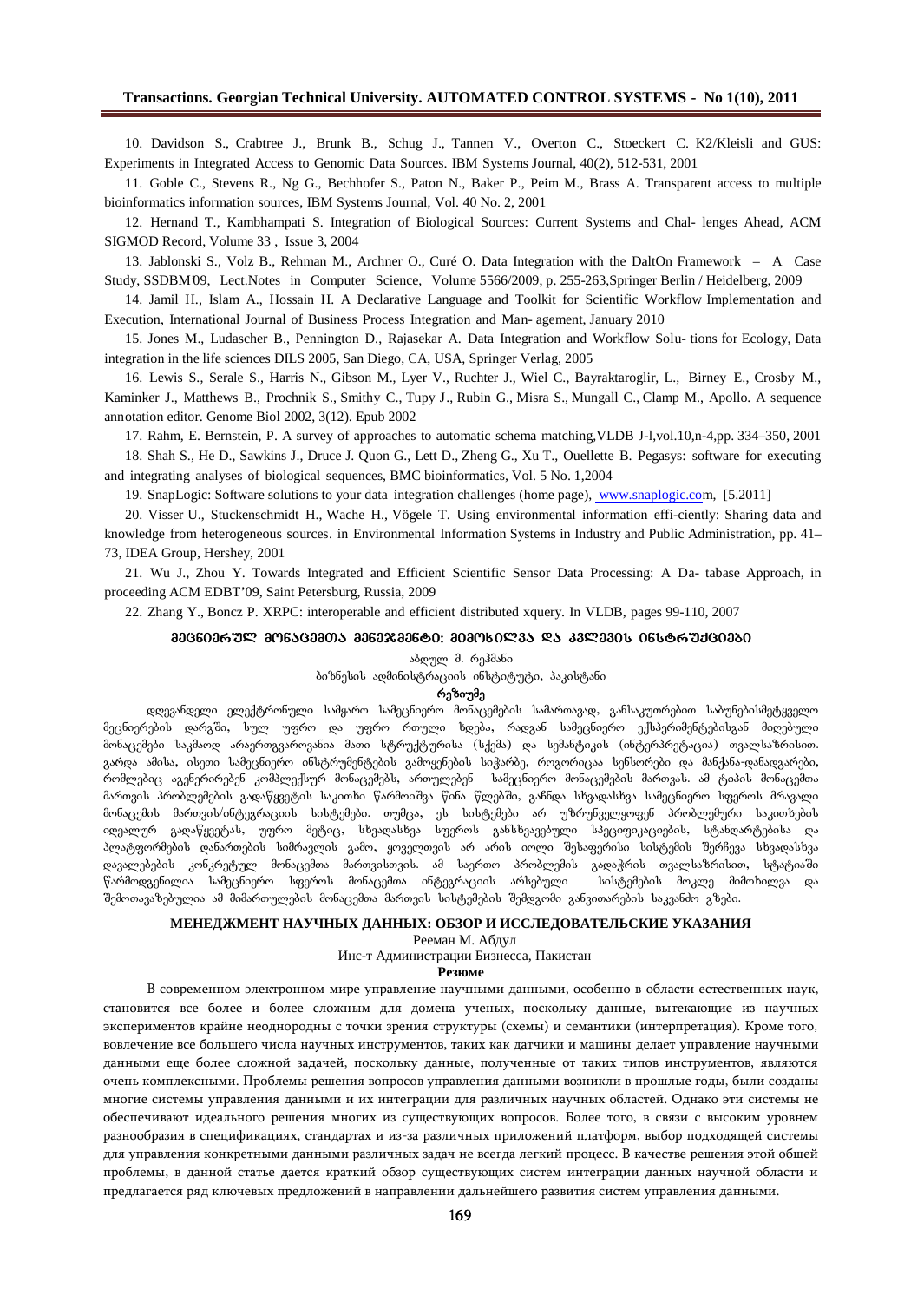10. Davidson S., Crabtree J., Brunk B., Schug J., Tannen V., Overton C., Stoeckert C. K2/Kleisli and GUS: Experiments in Integrated Access to Genomic Data Sources. IBM Systems Journal, 40(2), 512-531, 2001

11. Goble C., Stevens R., Ng G., Bechhofer S., Paton N., Baker P., Peim M., Brass A. Transparent access to multiple bioinformatics information sources, IBM Systems Journal, Vol. 40 No. 2, 2001

12. Hernand T., Kambhampati S. Integration of Biological Sources: Current Systems and Chal- lenges Ahead, ACM SIGMOD Record, Volume 33 , Issue 3, 2004

13. Jablonski S., Volz B., Rehman M., Archner O., Curé O. Data Integration with the DaltOn Framework – A Case Study, SSDBM'09, Lect.Notes in Computer Science, Volume 5566/2009, p. 255-263,Springer Berlin / Heidelberg, 2009

14. Jamil H., Islam A., Hossain H. A Declarative Language and Toolkit for Scientific Workflow Implementation and Execution, International Journal of Business Process Integration and Man- agement, January 2010

15. Jones M., Ludascher B., Pennington D., Rajasekar A. Data Integration and Workflow Solu- tions for Ecology, Data integration in the life sciences DILS 2005, San Diego, CA, USA, Springer Verlag, 2005

16. Lewis S., Serale S., Harris N., Gibson M., Lyer V., Ruchter J., Wiel C., Bayraktaroglir, L., Birney E., Crosby M., Kaminker J., Matthews B., Prochnik S., Smithy C., Tupy J., Rubin G., Misra S., Mungall C., Clamp M., Apollo. A sequence annotation editor. Genome Biol 2002, 3(12). Epub 2002

17. Rahm, E. Bernstein, P. A survey of approaches to automatic schema matching,VLDB J-l,vol.10,n-4,pp. 334–350, 2001

18. Shah S., He D., Sawkins J., Druce J. Quon G., Lett D., Zheng G., Xu T., Ouellette B. Pegasys: software for executing and integrating analyses of biological sequences, BMC bioinformatics, Vol. 5 No. 1,2004

19. SnapLogic: Software solutions to your data integration challenges (home page), www.snaplogic.com, [5.2011]

20. Visser U., Stuckenschmidt H., Wache H., Vögele T. Using environmental information effi-ciently: Sharing data and knowledge from heterogeneous sources. in Environmental Information Systems in Industry and Public Administration, pp. 41–73, IDEA Group, Hershey, 2001

21. Wu J., Zhou Y. Towards Integrated and Efficient Scientific Sensor Data Processing: A Da- tabase Approach, in proceeding ACM EDBT'09, Saint Petersburg, Russia, 2009

22. Zhang Y., Boncz P. XRPC: interoperable and efficient distributed xquery. In VLDB, pages 99-110, 2007

## მეცნიერულ მონაცემთა მენეჯმენტი: მიმოხილვა და კვლევის ინსტრუქციები

აბდულ მ. რეჰმანი

ბიზნესის ადმინისტრაციის ინსტიტუტი, პაკისტანი

**რეზიუმე**

დღევანდელი ელექტრონული სამყარო სამეცნიერო მონაცემების სამართავად, განსაკუთრებით საბუნებისმეტყველო მეცნიერების დარგში, სულ უფრო და უფრო რთული ხდება, რადგან სამეცნიერო ექსპერიმენტებისგან მიღებული მონაცემები საკმაოდ არაერთგვაროვანია მათი სტრუქტურის (სქემა) და სემანტიკის (ინტერპრეტაცია) თვალსაზრისით. გარდა ამისა, ისეთი სამეცნიერო ინსტრუმენტების გამოყენების საჭიარბე, როგორიცაა სენსორები და მანქანა-დანადგარები, რომლებიც აგენერირებენ კომპლექსურ მონაცემებს, ართულებენ სამეცნიერო მონაცემების მართვას. ამ ტიპის მონაცემთა მართვის პრობლემების გადაწყვეტის საკითხი წარმოიშვა წინა წლებში, გაჩნდა სხვადასხვა სამეცნიერო სფეროს მრავალი მონაცემის მართვის/ინტეგრაციის სისტემები. თუმცა, ეს სისტემები არ უზრუნველყოფენ პრობლემური საკითხების იდეალურ გადაწყვეტას, უფრო მეტიც, სხვადასხვა სფეროს განსხვავებული სპეციფიკაციების, სტანდარტებისა და პლატფორმების დანართების სიმრავლის გამო, ყოველთვის არ არის იოლი შესაფერისი სისტემის შერჩევა სხვადასხვა დავალებების კონკრეტულ მონაცემთა მართვისთვის. ამ საერთო პრობლემის გადაჭრის თვალსაზრისით, სტატიაში წარმოდგენილია სამეცნიერო სფეროს მონაცემთა ინტეგრაციის არსებული სისტემების მოკლე მიმოხილვა და შემოთავაზებულია ამ მიმართულების მონაცემთა მართვის სისტემების შემდგომი განვითარების საკვანძო გზები.

## МЕНЕДЖМЕНТ НАУЧНЫХ ДАННЫХ: ОБЗОР И ИССЛЕДОВАТЕЛЬСКИЕ УКАЗАНИЯ

Рееман М. Абдул

Инс-т Администрации Бизнесса, Пакистан

**Резюме**

В современном электронном мире управление научными данными, особенно в области естественных наук, становится все более и более сложным для домена ученых, поскольку данные, вытекающие из научных экспериментов крайне неоднородны с точки зрения структуры (схемы) и семантики (интерпретация). Кроме того, вовлечение все большего числа научных инструментов, таких как датчики и машины делает управление научными данными еще более сложной задачей, поскольку данные, полученные от таких типов инструментов, являются очень комплексными. Проблемы решения вопросов управления данными возникли в прошлые годы, были созданы многие системы управления данными и их интеграции для различных научных областей. Однако эти системы не обеспечивают идеального решения многих из существующих вопросов. Более того, в связи с высоким уровнем разнообразия в спецификациях, стандартах и из-за различных приложений платформ, выбор подходящей системы для управления конкретными данными различных задач не всегда легкий процесс. В качестве решения этой общей проблемы, в данной статье дается краткий обзор существующих систем интеграции данных научной области и предлагается ряд ключевых предложений в направлении дальнейшего развития систем управления данными.